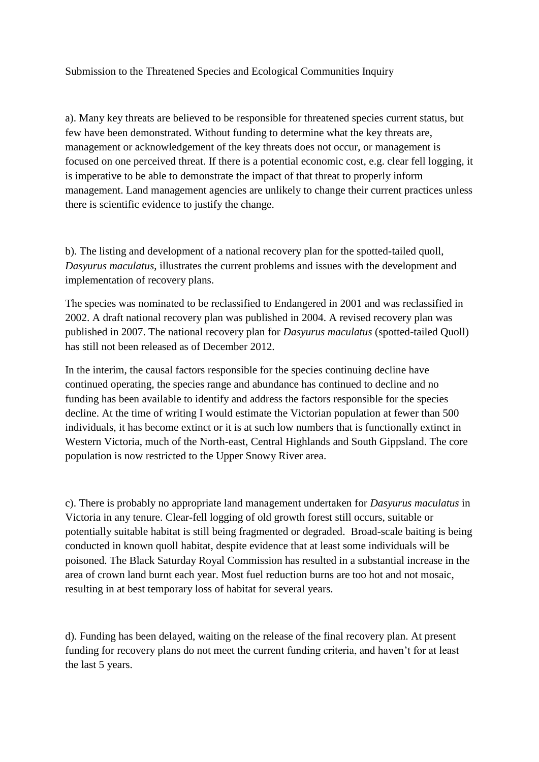Submission to the Threatened Species and Ecological Communities Inquiry

a). Many key threats are believed to be responsible for threatened species current status, but few have been demonstrated. Without funding to determine what the key threats are, management or acknowledgement of the key threats does not occur, or management is focused on one perceived threat. If there is a potential economic cost, e.g. clear fell logging, it is imperative to be able to demonstrate the impact of that threat to properly inform management. Land management agencies are unlikely to change their current practices unless there is scientific evidence to justify the change.

b). The listing and development of a national recovery plan for the spotted-tailed quoll, *Dasyurus maculatus*, illustrates the current problems and issues with the development and implementation of recovery plans.

The species was nominated to be reclassified to Endangered in 2001 and was reclassified in 2002. A draft national recovery plan was published in 2004. A revised recovery plan was published in 2007. The national recovery plan for *Dasyurus maculatus* (spotted-tailed Quoll) has still not been released as of December 2012.

In the interim, the causal factors responsible for the species continuing decline have continued operating, the species range and abundance has continued to decline and no funding has been available to identify and address the factors responsible for the species decline. At the time of writing I would estimate the Victorian population at fewer than 500 individuals, it has become extinct or it is at such low numbers that is functionally extinct in Western Victoria, much of the North-east, Central Highlands and South Gippsland. The core population is now restricted to the Upper Snowy River area.

c). There is probably no appropriate land management undertaken for *Dasyurus maculatus* in Victoria in any tenure. Clear-fell logging of old growth forest still occurs, suitable or potentially suitable habitat is still being fragmented or degraded. Broad-scale baiting is being conducted in known quoll habitat, despite evidence that at least some individuals will be poisoned. The Black Saturday Royal Commission has resulted in a substantial increase in the area of crown land burnt each year. Most fuel reduction burns are too hot and not mosaic, resulting in at best temporary loss of habitat for several years.

d). Funding has been delayed, waiting on the release of the final recovery plan. At present funding for recovery plans do not meet the current funding criteria, and haven't for at least the last 5 years.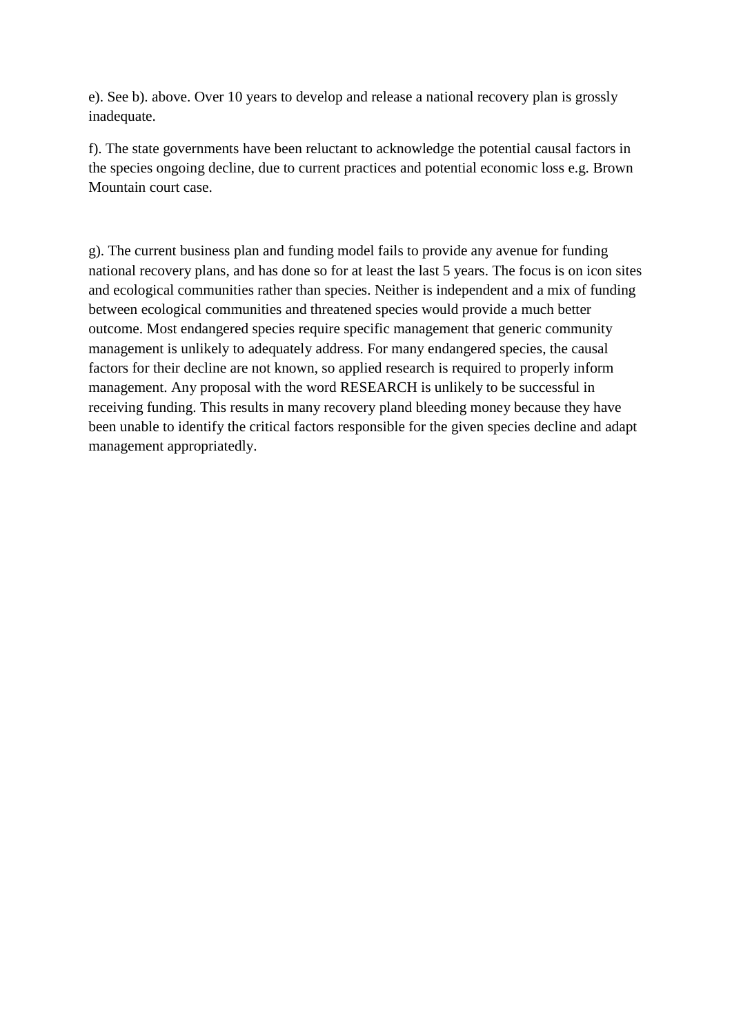e). See b). above. Over 10 years to develop and release a national recovery plan is grossly inadequate.

f). The state governments have been reluctant to acknowledge the potential causal factors in the species ongoing decline, due to current practices and potential economic loss e.g. Brown Mountain court case.

g). The current business plan and funding model fails to provide any avenue for funding national recovery plans, and has done so for at least the last 5 years. The focus is on icon sites and ecological communities rather than species. Neither is independent and a mix of funding between ecological communities and threatened species would provide a much better outcome. Most endangered species require specific management that generic community management is unlikely to adequately address. For many endangered species, the causal factors for their decline are not known, so applied research is required to properly inform management. Any proposal with the word RESEARCH is unlikely to be successful in receiving funding. This results in many recovery pland bleeding money because they have been unable to identify the critical factors responsible for the given species decline and adapt management appropriatedly.